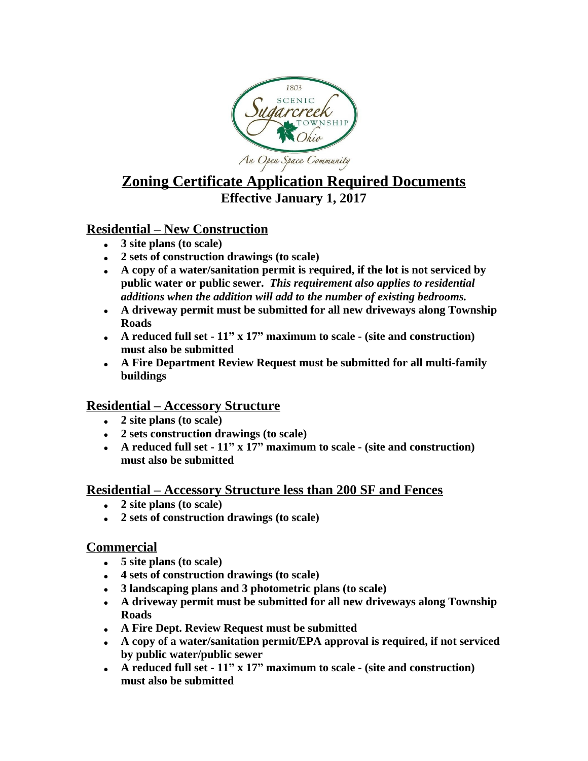# Zoning Certificate Application Required Documents

**Effective January 1, 2017**

## Residential – New Construction

- **3 site plans (to scale)**
- **2 sets of construction drawings (to scale)**
- **A copy of a water/sanitation permit is required, if the lot is not serviced by public water or public sewer.** ***This requirement also applies to residential additions when the addition will add to the number of existing bedrooms.***
- **A driveway permit must be submitted for all new driveways along Township Roads**
- **A reduced full set - 11" x 17" maximum to scale - (site and construction) must also be submitted**
- **A Fire Department Review Request must be submitted for all multi-family buildings**

## Residential – Accessory Structure

- **2 site plans (to scale)**
- **2 sets construction drawings (to scale)**
- **A reduced full set - 11" x 17" maximum to scale - (site and construction) must also be submitted**

## Residential – Accessory Structure less than 200 SF and Fences

- **2 site plans (to scale)**
- **2 sets of construction drawings (to scale)**

## Commercial

- **5 site plans (to scale)**
- **4 sets of construction drawings (to scale)**
- **3 landscaping plans and 3 photometric plans (to scale)**
- **A driveway permit must be submitted for all new driveways along Township Roads**
- **A Fire Dept. Review Request must be submitted**
- **A copy of a water/sanitation permit/EPA approval is required, if not serviced by public water/public sewer**
- **A reduced full set - 11" x 17" maximum to scale - (site and construction) must also be submitted**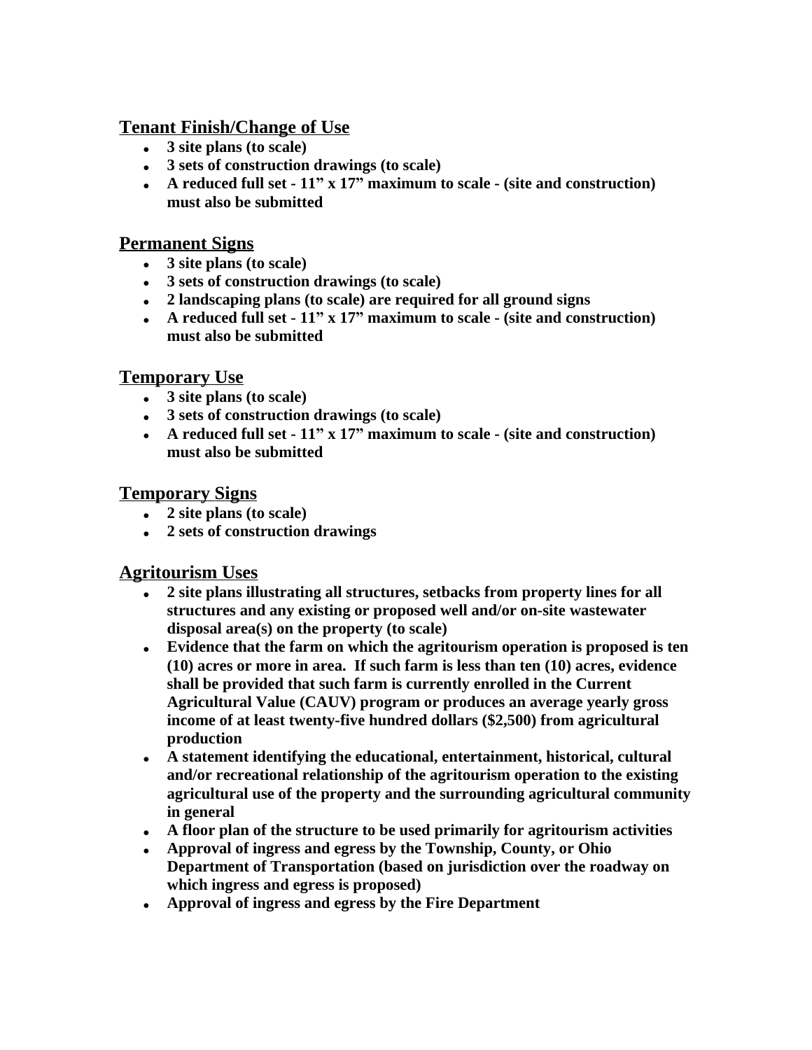## Tenant Finish/Change of Use

- **3 site plans (to scale)**
- **3 sets of construction drawings (to scale)**
- **A reduced full set - 11" x 17" maximum to scale - (site and construction) must also be submitted**

## Permanent Signs

- **3 site plans (to scale)**
- **3 sets of construction drawings (to scale)**
- **2 landscaping plans (to scale) are required for all ground signs**
- **A reduced full set - 11" x 17" maximum to scale - (site and construction) must also be submitted**

## Temporary Use

- **3 site plans (to scale)**
- **3 sets of construction drawings (to scale)**
- **A reduced full set - 11" x 17" maximum to scale - (site and construction) must also be submitted**

## Temporary Signs

- **2 site plans (to scale)**
- **2 sets of construction drawings**

## Agritourism Uses

- **2 site plans illustrating all structures, setbacks from property lines for all structures and any existing or proposed well and/or on-site wastewater disposal area(s) on the property (to scale)**
- **Evidence that the farm on which the agritourism operation is proposed is ten (10) acres or more in area. If such farm is less than ten (10) acres, evidence shall be provided that such farm is currently enrolled in the Current Agricultural Value (CAUV) program or produces an average yearly gross income of at least twenty-five hundred dollars ($2,500) from agricultural production**
- **A statement identifying the educational, entertainment, historical, cultural and/or recreational relationship of the agritourism operation to the existing agricultural use of the property and the surrounding agricultural community in general**
- **A floor plan of the structure to be used primarily for agritourism activities**
- **Approval of ingress and egress by the Township, County, or Ohio Department of Transportation (based on jurisdiction over the roadway on which ingress and egress is proposed)**
- **Approval of ingress and egress by the Fire Department**